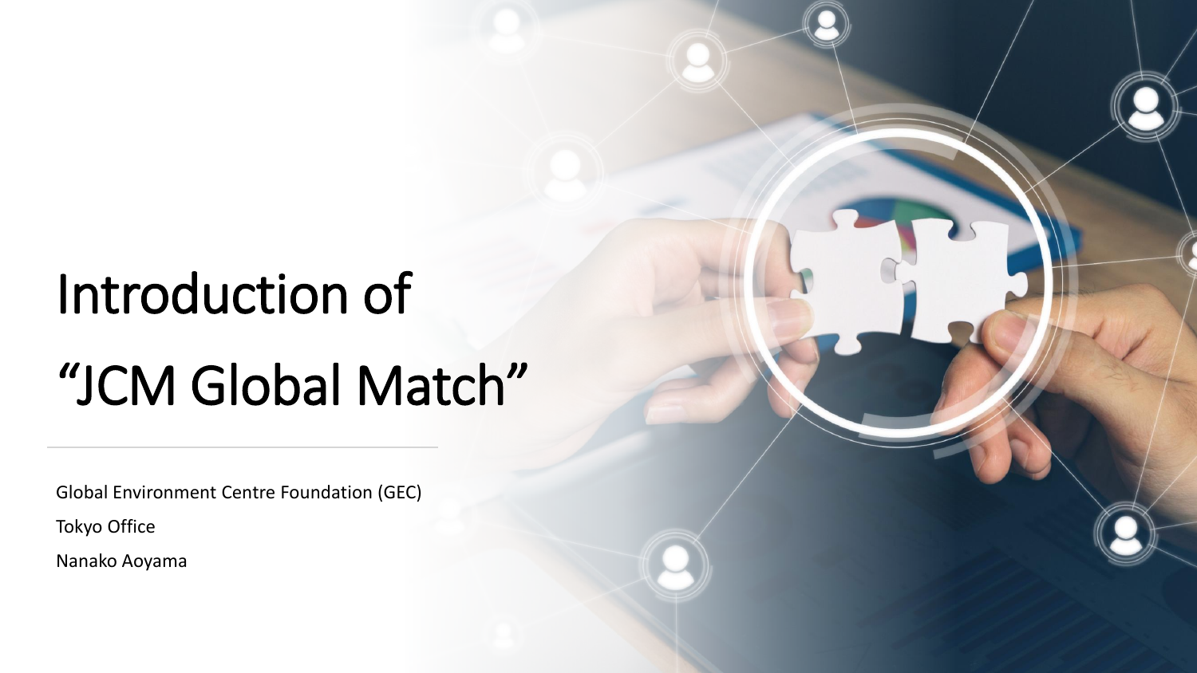# Introduction of “JCM Global Match”

Global Environment Centre Foundation (GEC)

Tokyo Office

Nanako Aoyama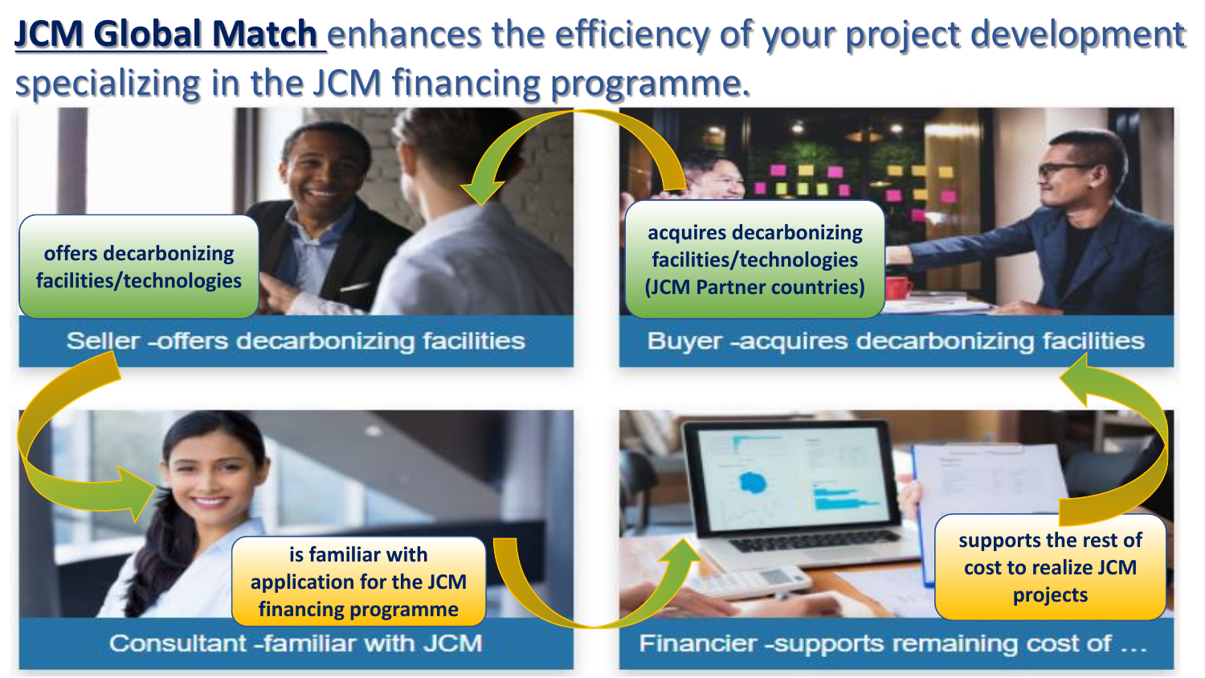# **JCM Global Match** enhances the efficiency of your project development specializing in the JCM financing programme.

offers decarbonizing facilities/technologies

Seller -offers decarbonizing facilities

acquires decarbonizing facilities/technologies (JCM Partner countries)

Buyer -acquires decarbonizing facilities

is familiar with application for the JCM financing programme

Consultant -familiar with JCM

supports the rest of cost to realize JCM projects

Financier -supports remaining cost of ...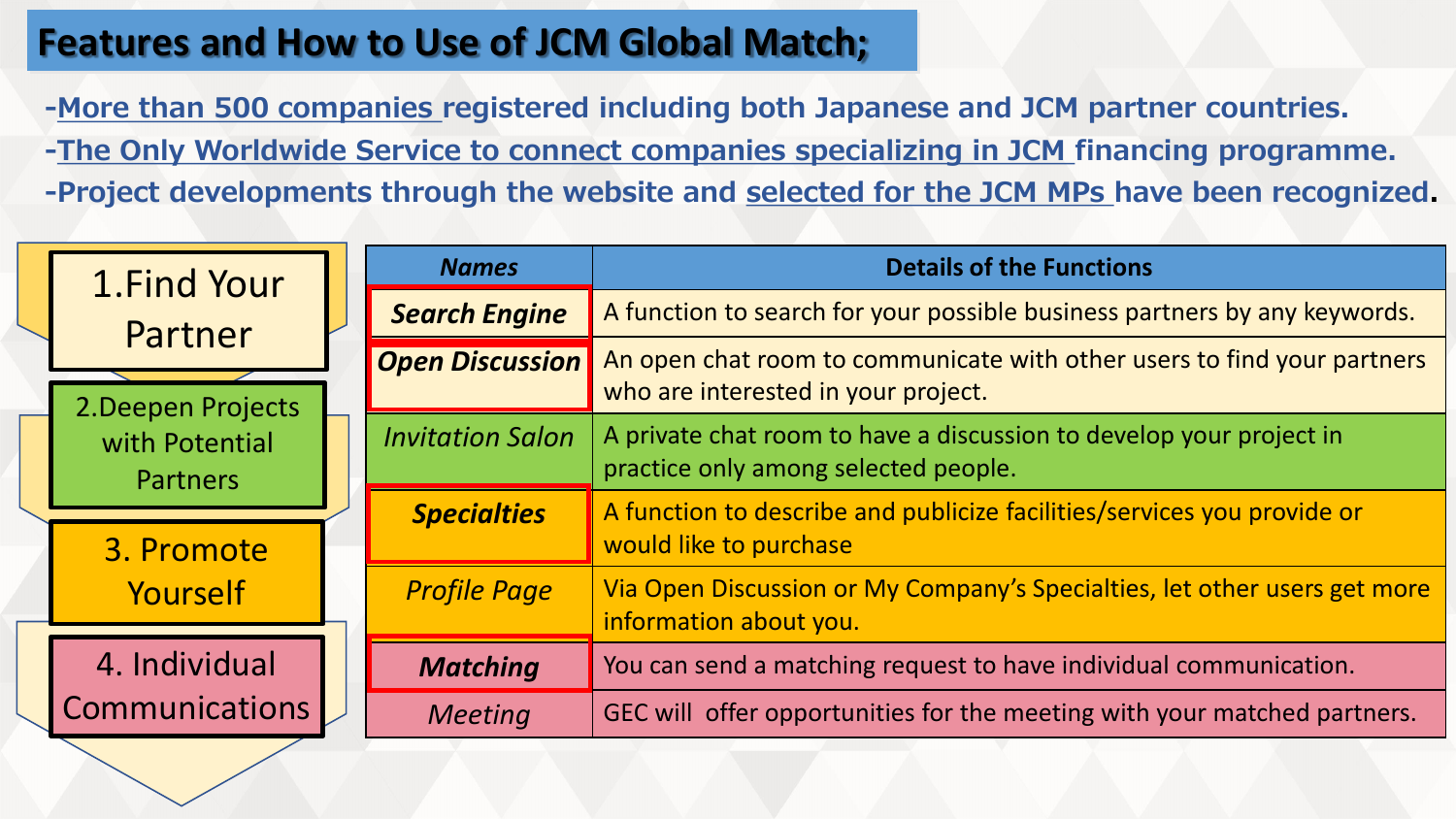# Features and How to Use of JCM Global Match;

- More than 500 companies registered including both Japanese and JCM partner countries.
- The Only Worldwide Service to connect companies specializing in JCM financing programme.
- Project developments through the website and selected for the JCM MPs have been recognized.

| Steps | *Names* | Details of the Functions |
|---|---|---|
| 1.Find Your Partner | ***Search Engine*** | A function to search for your possible business partners by any keywords. |
| | ***Open Discussion*** | An open chat room to communicate with other users to find your partners who are interested in your project. |
| 2.Deepen Projects with Potential Partners | *Invitation Salon* | A private chat room to have a discussion to develop your project in practice only among selected people. |
| 3. Promote Yourself | ***Specialties*** | A function to describe and publicize facilities/services you provide or would like to purchase |
| | *Profile Page* | Via Open Discussion or My Company's Specialties, let other users get more information about you. |
| 4. Individual Communications | ***Matching*** | You can send a matching request to have individual communication. |
| | *Meeting* | GEC will offer opportunities for the meeting with your matched partners. |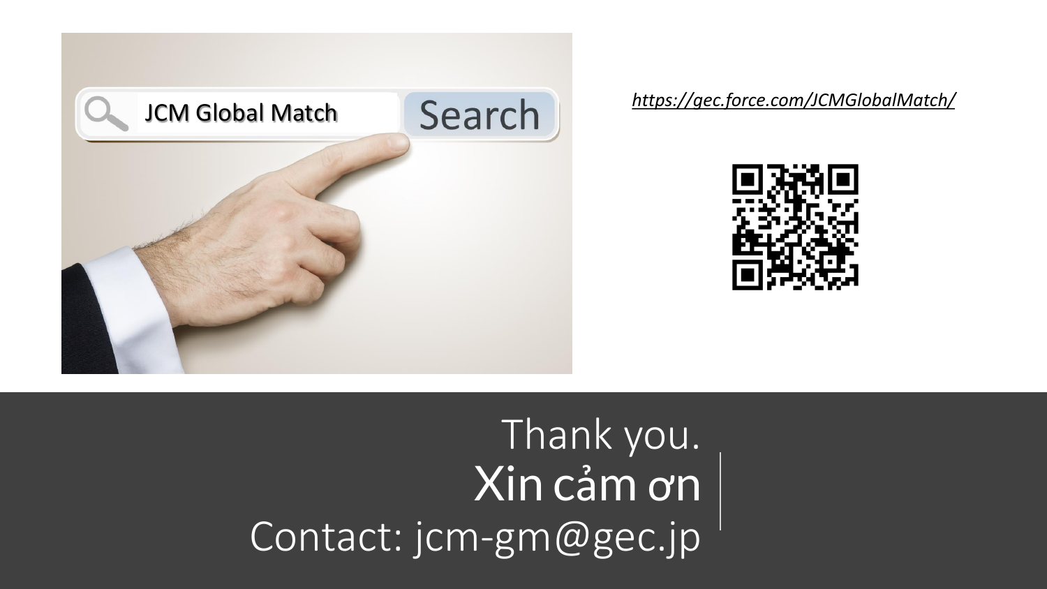JCM Global Match

Search

*https://gec.force.com/JCMGlobalMatch/*

Thank you.

Xin cảm ơn

Contact: jcm-gm@gec.jp